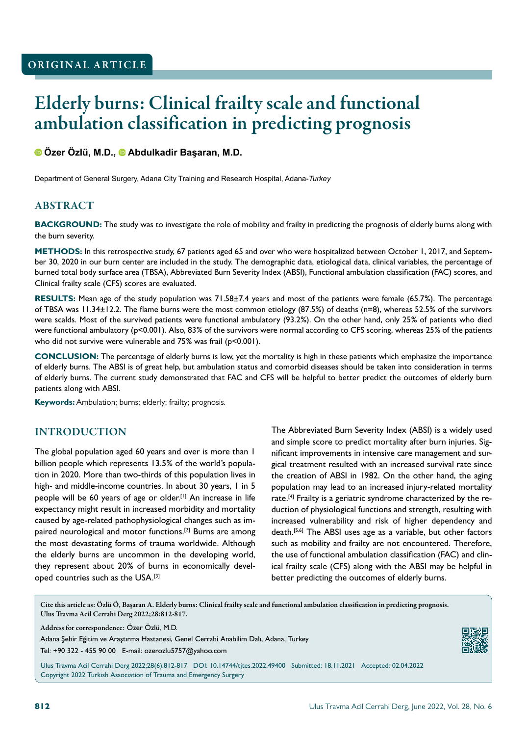ORIGINAL ARTICLE

# Elderly burns: Clinical frailty scale and functional ambulation classification in predicting prognosis

**Özer Özlü, M.D., Abdulkadir Başaran, M.D.**

Department of General Surgery, Adana City Training and Research Hospital, Adana-*Turkey*

## ABSTRACT

**BACKGROUND:** The study was to investigate the role of mobility and frailty in predicting the prognosis of elderly burns along with the burn severity.

**METHODS:** In this retrospective study, 67 patients aged 65 and over who were hospitalized between October 1, 2017, and September 30, 2020 in our burn center are included in the study. The demographic data, etiological data, clinical variables, the percentage of burned total body surface area (TBSA), Abbreviated Burn Severity Index (ABSI), Functional ambulation classification (FAC) scores, and Clinical frailty scale (CFS) scores are evaluated.

**RESULTS:** Mean age of the study population was 71.58±7.4 years and most of the patients were female (65.7%). The percentage of TBSA was 11.34±12.2. The flame burns were the most common etiology (87.5%) of deaths (n=8), whereas 52.5% of the survivors were scalds. Most of the survived patients were functional ambulatory (93.2%). On the other hand, only 25% of patients who died were functional ambulatory (p<0.001). Also, 83% of the survivors were normal according to CFS scoring, whereas 25% of the patients who did not survive were vulnerable and 75% was frail (p<0.001).

**CONCLUSION:** The percentage of elderly burns is low, yet the mortality is high in these patients which emphasize the importance of elderly burns. The ABSI is of great help, but ambulation status and comorbid diseases should be taken into consideration in terms of elderly burns. The current study demonstrated that FAC and CFS will be helpful to better predict the outcomes of elderly burn patients along with ABSI.

**Keywords:** Ambulation; burns; elderly; frailty; prognosis.

## INTRODUCTION

The global population aged 60 years and over is more than 1 billion people which represents 13.5% of the world's population in 2020. More than two-thirds of this population lives in high- and middle-income countries. In about 30 years, 1 in 5 people will be 60 years of age or older.[1] An increase in life expectancy might result in increased morbidity and mortality caused by age-related pathophysiological changes such as impaired neurological and motor functions.[2] Burns are among the most devastating forms of trauma worldwide. Although the elderly burns are uncommon in the developing world, they represent about 20% of burns in economically developed countries such as the USA.[3]

The Abbreviated Burn Severity Index (ABSI) is a widely used and simple score to predict mortality after burn injuries. Significant improvements in intensive care management and surgical treatment resulted with an increased survival rate since the creation of ABSI in 1982. On the other hand, the aging population may lead to an increased injury-related mortality rate.[4] Frailty is a geriatric syndrome characterized by the reduction of physiological functions and strength, resulting with increased vulnerability and risk of higher dependency and death.[5,6] The ABSI uses age as a variable, but other factors such as mobility and frailty are not encountered. Therefore, the use of functional ambulation classification (FAC) and clinical frailty scale (CFS) along with the ABSI may be helpful in better predicting the outcomes of elderly burns.

Cite this article as: Özlü Ö, Başaran A. Elderly burns: Clinical frailty scale and functional ambulation classification in predicting prognosis. Ulus Travma Acil Cerrahi Derg 2022;28:812-817.

Address for correspondence: Özer Özlü, M.D.

Adana Şehir Eğitim ve Araştırma Hastanesi, Genel Cerrahi Anabilim Dalı, Adana, Turkey

Tel: +90 322 - 455 90 00 E-mail: ozerozlu5757@yahoo.com

Ulus Travma Acil Cerrahi Derg 2022;28(6):812-817 DOI: 10.14744/tjtes.2022.49400 Submitted: 18.11.2021 Accepted: 02.04.2022
Copyright 2022 Turkish Association of Trauma and Emergency Surgery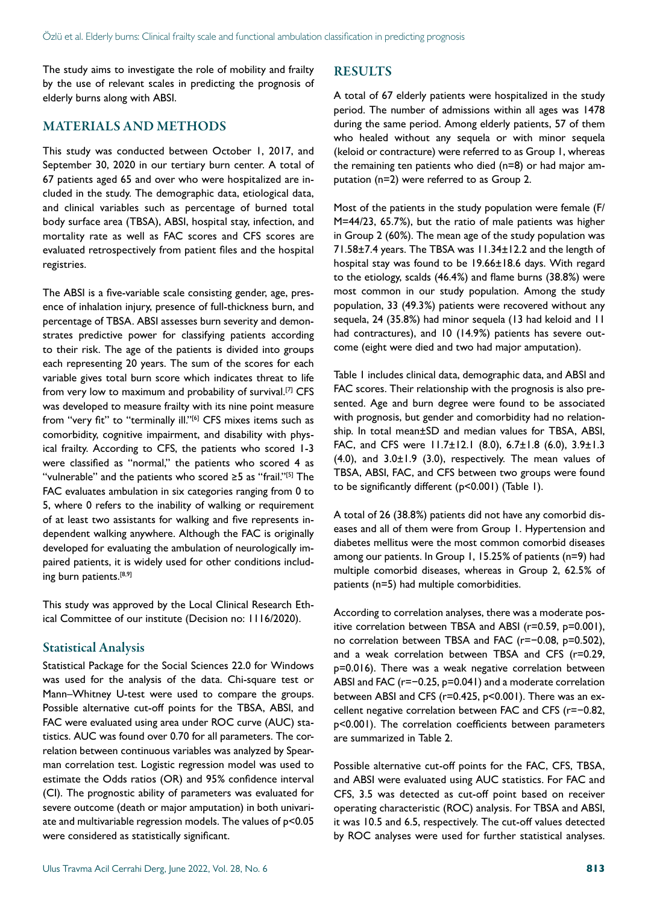The study aims to investigate the role of mobility and frailty by the use of relevant scales in predicting the prognosis of elderly burns along with ABSI.

## MATERIALS AND METHODS

This study was conducted between October 1, 2017, and September 30, 2020 in our tertiary burn center. A total of 67 patients aged 65 and over who were hospitalized are included in the study. The demographic data, etiological data, and clinical variables such as percentage of burned total body surface area (TBSA), ABSI, hospital stay, infection, and mortality rate as well as FAC scores and CFS scores are evaluated retrospectively from patient files and the hospital registries.

The ABSI is a five-variable scale consisting gender, age, presence of inhalation injury, presence of full-thickness burn, and percentage of TBSA. ABSI assesses burn severity and demonstrates predictive power for classifying patients according to their risk. The age of the patients is divided into groups each representing 20 years. The sum of the scores for each variable gives total burn score which indicates threat to life from very low to maximum and probability of survival.[7] CFS was developed to measure frailty with its nine point measure from "very fit" to "terminally ill."[6] CFS mixes items such as comorbidity, cognitive impairment, and disability with physical frailty. According to CFS, the patients who scored 1-3 were classified as "normal," the patients who scored 4 as "vulnerable" and the patients who scored ≥5 as "frail."[5] The FAC evaluates ambulation in six categories ranging from 0 to 5, where 0 refers to the inability of walking or requirement of at least two assistants for walking and five represents independent walking anywhere. Although the FAC is originally developed for evaluating the ambulation of neurologically impaired patients, it is widely used for other conditions including burn patients.[8,9]

This study was approved by the Local Clinical Research Ethical Committee of our institute (Decision no: 1116/2020).

### Statistical Analysis

Statistical Package for the Social Sciences 22.0 for Windows was used for the analysis of the data. Chi-square test or Mann–Whitney U-test were used to compare the groups. Possible alternative cut-off points for the TBSA, ABSI, and FAC were evaluated using area under ROC curve (AUC) statistics. AUC was found over 0.70 for all parameters. The correlation between continuous variables was analyzed by Spearman correlation test. Logistic regression model was used to estimate the Odds ratios (OR) and 95% confidence interval (CI). The prognostic ability of parameters was evaluated for severe outcome (death or major amputation) in both univariate and multivariable regression models. The values of $p<0.05$ were considered as statistically significant.

## RESULTS

A total of 67 elderly patients were hospitalized in the study period. The number of admissions within all ages was 1478 during the same period. Among elderly patients, 57 of them who healed without any sequela or with minor sequela (keloid or contracture) were referred to as Group 1, whereas the remaining ten patients who died (n=8) or had major amputation (n=2) were referred to as Group 2.

Most of the patients in the study population were female (F/M=44/23, 65.7%), but the ratio of male patients was higher in Group 2 (60%). The mean age of the study population was 71.58±7.4 years. The TBSA was 11.34±12.2 and the length of hospital stay was found to be 19.66±18.6 days. With regard to the etiology, scalds (46.4%) and flame burns (38.8%) were most common in our study population. Among the study population, 33 (49.3%) patients were recovered without any sequela, 24 (35.8%) had minor sequela (13 had keloid and 11 had contractures), and 10 (14.9%) patients has severe outcome (eight were died and two had major amputation).

Table 1 includes clinical data, demographic data, and ABSI and FAC scores. Their relationship with the prognosis is also presented. Age and burn degree were found to be associated with prognosis, but gender and comorbidity had no relationship. In total mean±SD and median values for TBSA, ABSI, FAC, and CFS were 11.7±12.1 (8.0), 6.7±1.8 (6.0), 3.9±1.3 (4.0), and 3.0±1.9 (3.0), respectively. The mean values of TBSA, ABSI, FAC, and CFS between two groups were found to be significantly different ($p<0.001$) (Table 1).

A total of 26 (38.8%) patients did not have any comorbid diseases and all of them were from Group 1. Hypertension and diabetes mellitus were the most common comorbid diseases among our patients. In Group 1, 15.25% of patients (n=9) had multiple comorbid diseases, whereas in Group 2, 62.5% of patients (n=5) had multiple comorbidities.

According to correlation analyses, there was a moderate positive correlation between TBSA and ABSI ($r=0.59$, $p=0.001$), no correlation between TBSA and FAC ($r=-0.08$, $p=0.502$), and a weak correlation between TBSA and CFS ($r=0.29$, $p=0.016$). There was a weak negative correlation between ABSI and FAC ($r=-0.25$, $p=0.041$) and a moderate correlation between ABSI and CFS ($r=0.425$, $p<0.001$). There was an excellent negative correlation between FAC and CFS ($r=-0.82$, $p<0.001$). The correlation coefficients between parameters are summarized in Table 2.

Possible alternative cut-off points for the FAC, CFS, TBSA, and ABSI were evaluated using AUC statistics. For FAC and CFS, 3.5 was detected as cut-off point based on receiver operating characteristic (ROC) analysis. For TBSA and ABSI, it was 10.5 and 6.5, respectively. The cut-off values detected by ROC analyses were used for further statistical analyses.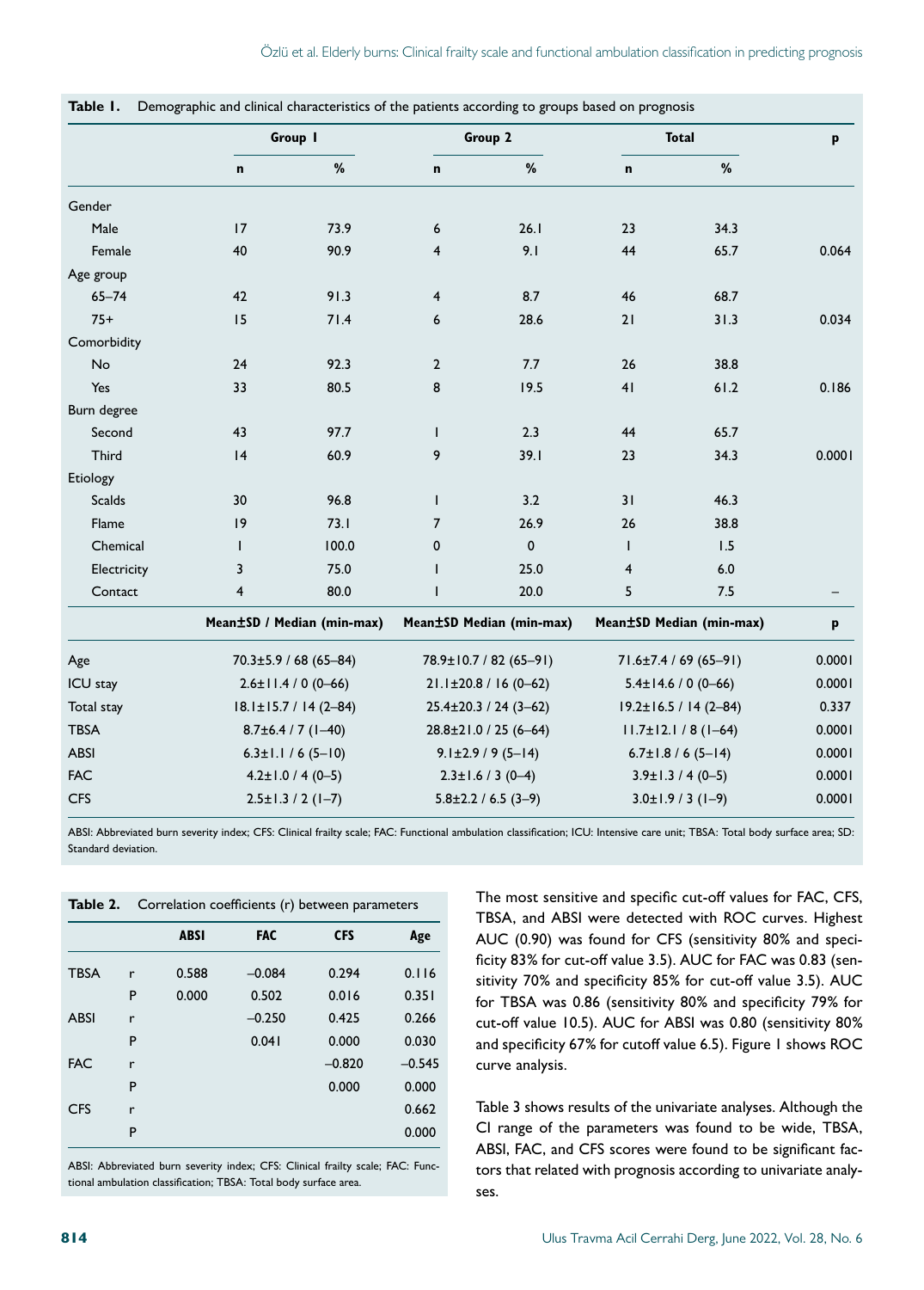**Table 1.** Demographic and clinical characteristics of the patients according to groups based on prognosis

| | Group 1 | | Group 2 | | Total | | p |
|---|---|---|---|---|---|---|---|
| | n | % | n | % | n | % | |
| Gender | | | | | | | |
| Male | 17 | 73.9 | 6 | 26.1 | 23 | 34.3 | |
| Female | 40 | 90.9 | 4 | 9.1 | 44 | 65.7 | 0.064 |
| Age group | | | | | | | |
| 65–74 | 42 | 91.3 | 4 | 8.7 | 46 | 68.7 | |
| 75+ | 15 | 71.4 | 6 | 28.6 | 21 | 31.3 | 0.034 |
| Comorbidity | | | | | | | |
| No | 24 | 92.3 | 2 | 7.7 | 26 | 38.8 | |
| Yes | 33 | 80.5 | 8 | 19.5 | 41 | 61.2 | 0.186 |
| Burn degree | | | | | | | |
| Second | 43 | 97.7 | 1 | 2.3 | 44 | 65.7 | |
| Third | 14 | 60.9 | 9 | 39.1 | 23 | 34.3 | 0.0001 |
| Etiology | | | | | | | |
| Scalds | 30 | 96.8 | 1 | 3.2 | 31 | 46.3 | |
| Flame | 19 | 73.1 | 7 | 26.9 | 26 | 38.8 | |
| Chemical | 1 | 100.0 | 0 | 0 | 1 | 1.5 | |
| Electricity | 3 | 75.0 | 1 | 25.0 | 4 | 6.0 | |
| Contact | 4 | 80.0 | 1 | 20.0 | 5 | 7.5 | – |
| | Mean±SD / Median (min-max) | | Mean±SD Median (min-max) | | Mean±SD Median (min-max) | | p |
| Age | 70.3±5.9 / 68 (65–84) | | 78.9±10.7 / 82 (65–91) | | 71.6±7.4 / 69 (65–91) | | 0.0001 |
| ICU stay | 2.6±11.4 / 0 (0–66) | | 21.1±20.8 / 16 (0–62) | | 5.4±14.6 / 0 (0–66) | | 0.0001 |
| Total stay | 18.1±15.7 / 14 (2–84) | | 25.4±20.3 / 24 (3–62) | | 19.2±16.5 / 14 (2–84) | | 0.337 |
| TBSA | 8.7±6.4 / 7 (1–40) | | 28.8±21.0 / 25 (6–64) | | 11.7±12.1 / 8 (1–64) | | 0.0001 |
| ABSI | 6.3±1.1 / 6 (5–10) | | 9.1±2.9 / 9 (5–14) | | 6.7±1.8 / 6 (5–14) | | 0.0001 |
| FAC | 4.2±1.0 / 4 (0–5) | | 2.3±1.6 / 3 (0–4) | | 3.9±1.3 / 4 (0–5) | | 0.0001 |
| CFS | 2.5±1.3 / 2 (1–7) | | 5.8±2.2 / 6.5 (3–9) | | 3.0±1.9 / 3 (1–9) | | 0.0001 |

ABSI: Abbreviated burn severity index; CFS: Clinical frailty scale; FAC: Functional ambulation classification; ICU: Intensive care unit; TBSA: Total body surface area; SD: Standard deviation.

**Table 2.** Correlation coefficients (r) between parameters

| | | ABSI | FAC | CFS | Age |
|---|---|---|---|---|---|
| TBSA | r | 0.588 | –0.084 | 0.294 | 0.116 |
| | P | 0.000 | 0.502 | 0.016 | 0.351 |
| ABSI | r | | –0.250 | 0.425 | 0.266 |
| | P | | 0.041 | 0.000 | 0.030 |
| FAC | r | | | –0.820 | –0.545 |
| | P | | | 0.000 | 0.000 |
| CFS | r | | | | 0.662 |
| | P | | | | 0.000 |

ABSI: Abbreviated burn severity index; CFS: Clinical frailty scale; FAC: Functional ambulation classification; TBSA: Total body surface area.

The most sensitive and specific cut-off values for FAC, CFS, TBSA, and ABSI were detected with ROC curves. Highest AUC (0.90) was found for CFS (sensitivity 80% and specificity 83% for cut-off value 3.5). AUC for FAC was 0.83 (sensitivity 70% and specificity 85% for cut-off value 3.5). AUC for TBSA was 0.86 (sensitivity 80% and specificity 79% for cut-off value 10.5). AUC for ABSI was 0.80 (sensitivity 80% and specificity 67% for cutoff value 6.5). Figure 1 shows ROC curve analysis.

Table 3 shows results of the univariate analyses. Although the CI range of the parameters was found to be wide, TBSA, ABSI, FAC, and CFS scores were found to be significant factors that related with prognosis according to univariate analyses.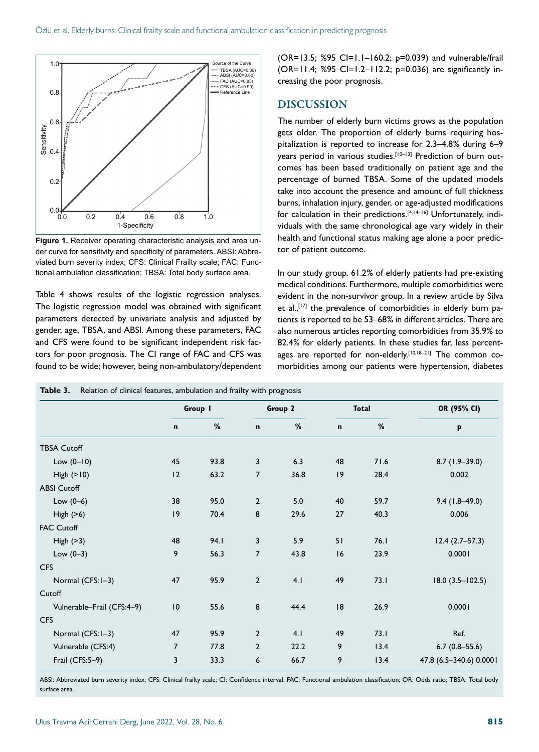Figure 1. Receiver operating characteristic analysis and area under curve for sensitivity and specificity of parameters. ABSI: Abbreviated burn severity index; CFS: Clinical Frailty scale; FAC: Functional ambulation classification; TBSA: Total body surface area.

Table 4 shows results of the logistic regression analyses. The logistic regression model was obtained with significant parameters detected by univariate analysis and adjusted by gender, age, TBSA, and ABSI. Among these parameters, FAC and CFS were found to be significant independent risk factors for poor prognosis. The CI range of FAC and CFS was found to be wide; however, being non-ambulatory/dependent (OR=13.5; %95 CI=1.1–160.2; p=0.039) and vulnerable/frail (OR=11.4; %95 CI=1.2–112.2; p=0.036) are significantly increasing the poor prognosis.

## DISCUSSION

The number of elderly burn victims grows as the population gets older. The proportion of elderly burns requiring hospitalization is reported to increase for 2.3–4.8% during 6–9 years period in various studies.[10–13] Prediction of burn outcomes has been based traditionally on patient age and the percentage of burned TBSA. Some of the updated models take into account the presence and amount of full thickness burns, inhalation injury, gender, or age-adjusted modifications for calculation in their predictions.[4,14–16] Unfortunately, individuals with the same chronological age vary widely in their health and functional status making age alone a poor predictor of patient outcome.

In our study group, 61.2% of elderly patients had pre-existing medical conditions. Furthermore, multiple comorbidities were evident in the non-survivor group. In a review article by Silva et al.,[17] the prevalence of comorbidities in elderly burn patients is reported to be 53–68% in different articles. There are also numerous articles reporting comorbidities from 35.9% to 82.4% for elderly patients. In these studies far, less percentages are reported for non-elderly.[10,18–21] The common comorbidities among our patients were hypertension, diabetes

**Table 3.** Relation of clinical features, ambulation and frailty with prognosis

| | Group 1 | | Group 2 | | Total | | OR (95% CI) |
|---|---|---|---|---|---|---|---|
| | n | % | n | % | n | % | p |
| TBSA Cutoff | | | | | | | |
| Low (0–10) | 45 | 93.8 | 3 | 6.3 | 48 | 71.6 | 8.7 (1.9–39.0) |
| High (>10) | 12 | 63.2 | 7 | 36.8 | 19 | 28.4 | 0.002 |
| ABSI Cutoff | | | | | | | |
| Low (0–6) | 38 | 95.0 | 2 | 5.0 | 40 | 59.7 | 9.4 (1.8–49.0) |
| High (>6) | 19 | 70.4 | 8 | 29.6 | 27 | 40.3 | 0.006 |
| FAC Cutoff | | | | | | | |
| High (>3) | 48 | 94.1 | 3 | 5.9 | 51 | 76.1 | 12.4 (2.7–57.3) |
| Low (0–3) | 9 | 56.3 | 7 | 43.8 | 16 | 23.9 | 0.0001 |
| CFS | | | | | | | |
| Normal (CFS:1–3) | 47 | 95.9 | 2 | 4.1 | 49 | 73.1 | 18.0 (3.5–102.5) |
| Cutoff | | | | | | | |
| Vulnerable–Frail (CFS:4–9) | 10 | 55.6 | 8 | 44.4 | 18 | 26.9 | 0.0001 |
| CFS | | | | | | | |
| Normal (CFS:1–3) | 47 | 95.9 | 2 | 4.1 | 49 | 73.1 | Ref. |
| Vulnerable (CFS:4) | 7 | 77.8 | 2 | 22.2 | 9 | 13.4 | 6.7 (0.8–55.6) |
| Frail (CFS:5–9) | 3 | 33.3 | 6 | 66.7 | 9 | 13.4 | 47.8 (6.5–340.6) 0.0001 |

ABSI: Abbreviated burn severity index; CFS: Clinical frailty scale; CI: Confidence interval; FAC: Functional ambulation classification; OR: Odds ratio; TBSA: Total body surface area.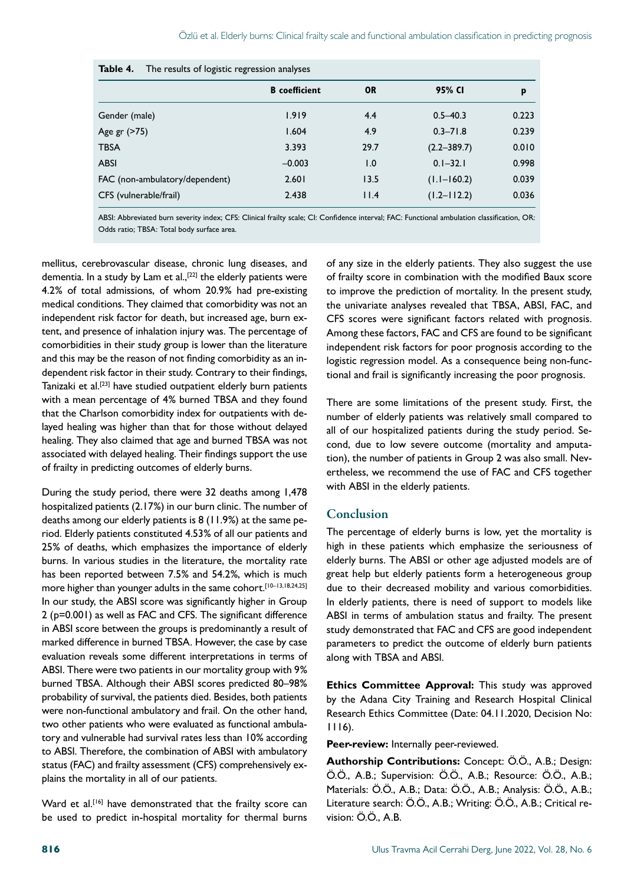**Table 4.** The results of logistic regression analyses

| | B coefficient | OR | 95% CI | p |
|---|---|---|---|---|
| Gender (male) | 1.919 | 4.4 | 0.5–40.3 | 0.223 |
| Age gr (>75) | 1.604 | 4.9 | 0.3–71.8 | 0.239 |
| TBSA | 3.393 | 29.7 | (2.2–389.7) | 0.010 |
| ABSI | –0.003 | 1.0 | 0.1–32.1 | 0.998 |
| FAC (non-ambulatory/dependent) | 2.601 | 13.5 | (1.1–160.2) | 0.039 |
| CFS (vulnerable/frail) | 2.438 | 11.4 | (1.2–112.2) | 0.036 |

ABSI: Abbreviated burn severity index; CFS: Clinical frailty scale; CI: Confidence interval; FAC: Functional ambulation classification, OR: Odds ratio; TBSA: Total body surface area.

mellitus, cerebrovascular disease, chronic lung diseases, and dementia. In a study by Lam et al.,[22] the elderly patients were 4.2% of total admissions, of whom 20.9% had pre-existing medical conditions. They claimed that comorbidity was not an independent risk factor for death, but increased age, burn extent, and presence of inhalation injury was. The percentage of comorbidities in their study group is lower than the literature and this may be the reason of not finding comorbidity as an independent risk factor in their study. Contrary to their findings, Tanizaki et al.[23] have studied outpatient elderly burn patients with a mean percentage of 4% burned TBSA and they found that the Charlson comorbidity index for outpatients with delayed healing was higher than that for those without delayed healing. They also claimed that age and burned TBSA was not associated with delayed healing. Their findings support the use of frailty in predicting outcomes of elderly burns.

During the study period, there were 32 deaths among 1,478 hospitalized patients (2.17%) in our burn clinic. The number of deaths among our elderly patients is 8 (11.9%) at the same period. Elderly patients constituted 4.53% of all our patients and 25% of deaths, which emphasizes the importance of elderly burns. In various studies in the literature, the mortality rate has been reported between 7.5% and 54.2%, which is much more higher than younger adults in the same cohort.[10–13,18,24,25] In our study, the ABSI score was significantly higher in Group 2 (p=0.001) as well as FAC and CFS. The significant difference in ABSI score between the groups is predominantly a result of marked difference in burned TBSA. However, the case by case evaluation reveals some different interpretations in terms of ABSI. There were two patients in our mortality group with 9% burned TBSA. Although their ABSI scores predicted 80–98% probability of survival, the patients died. Besides, both patients were non-functional ambulatory and frail. On the other hand, two other patients who were evaluated as functional ambulatory and vulnerable had survival rates less than 10% according to ABSI. Therefore, the combination of ABSI with ambulatory status (FAC) and frailty assessment (CFS) comprehensively explains the mortality in all of our patients.

Ward et al.[16] have demonstrated that the frailty score can be used to predict in-hospital mortality for thermal burns of any size in the elderly patients. They also suggest the use of frailty score in combination with the modified Baux score to improve the prediction of mortality. In the present study, the univariate analyses revealed that TBSA, ABSI, FAC, and CFS scores were significant factors related with prognosis. Among these factors, FAC and CFS are found to be significant independent risk factors for poor prognosis according to the logistic regression model. As a consequence being non-functional and frail is significantly increasing the poor prognosis.

There are some limitations of the present study. First, the number of elderly patients was relatively small compared to all of our hospitalized patients during the study period. Second, due to low severe outcome (mortality and amputation), the number of patients in Group 2 was also small. Nevertheless, we recommend the use of FAC and CFS together with ABSI in the elderly patients.

## Conclusion

The percentage of elderly burns is low, yet the mortality is high in these patients which emphasize the seriousness of elderly burns. The ABSI or other age adjusted models are of great help but elderly patients form a heterogeneous group due to their decreased mobility and various comorbidities. In elderly patients, there is need of support to models like ABSI in terms of ambulation status and frailty. The present study demonstrated that FAC and CFS are good independent parameters to predict the outcome of elderly burn patients along with TBSA and ABSI.

**Ethics Committee Approval:** This study was approved by the Adana City Training and Research Hospital Clinical Research Ethics Committee (Date: 04.11.2020, Decision No: 1116).

**Peer-review:** Internally peer-reviewed.

**Authorship Contributions:** Concept: Ö.Ö., A.B.; Design: Ö.Ö., A.B.; Supervision: Ö.Ö., A.B.; Resource: Ö.Ö., A.B.; Materials: Ö.Ö., A.B.; Data: Ö.Ö., A.B.; Analysis: Ö.Ö., A.B.; Literature search: Ö.Ö., A.B.; Writing: Ö.Ö., A.B.; Critical revision: Ö.Ö., A.B.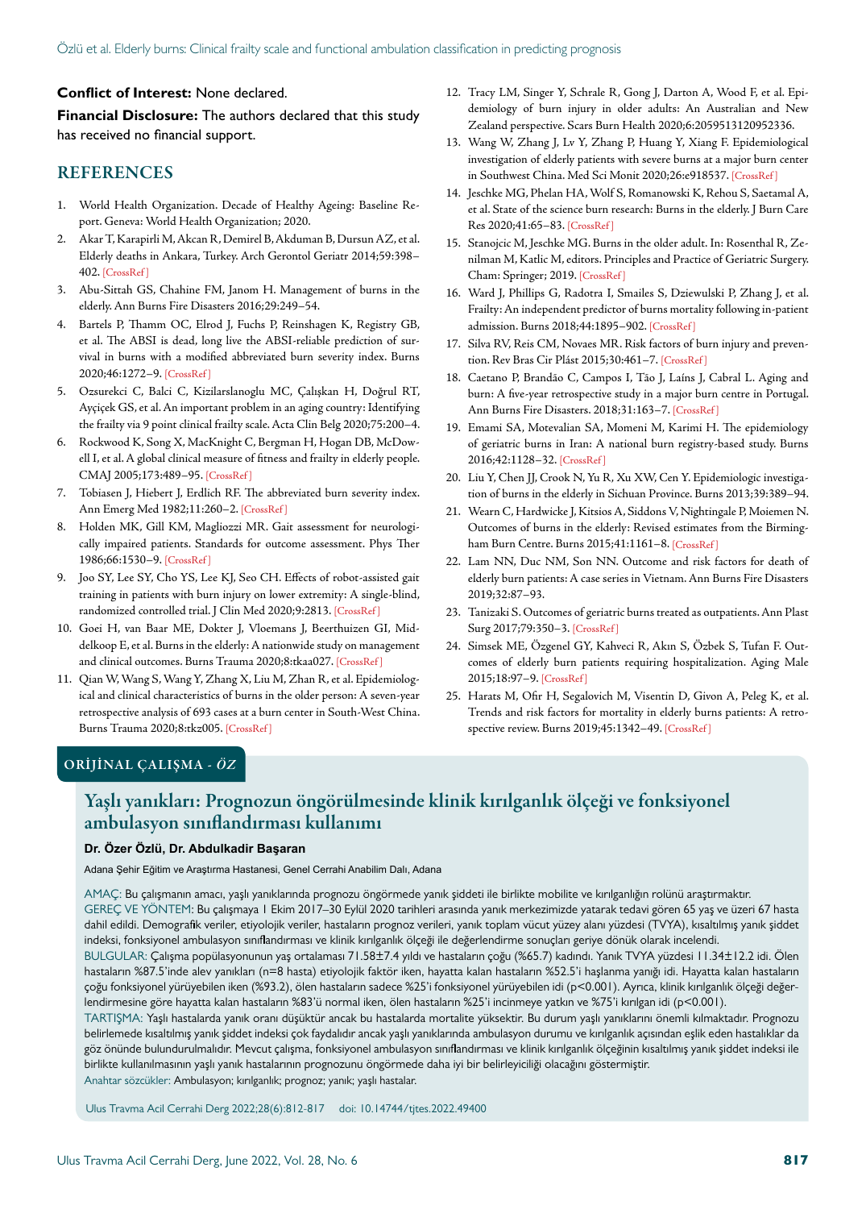**Conflict of Interest:** None declared.

**Financial Disclosure:** The authors declared that this study has received no financial support.

## REFERENCES

1. World Health Organization. Decade of Healthy Ageing: Baseline Report. Geneva: World Health Organization; 2020.
2. Akar T, Karapirli M, Akcan R, Demirel B, Akduman B, Dursun AZ, et al. Elderly deaths in Ankara, Turkey. Arch Gerontol Geriatr 2014;59:398–402. [CrossRef]
3. Abu-Sittah GS, Chahine FM, Janom H. Management of burns in the elderly. Ann Burns Fire Disasters 2016;29:249–54.
4. Bartels P, Thamm OC, Elrod J, Fuchs P, Reinshagen K, Registry GB, et al. The ABSI is dead, long live the ABSI-reliable prediction of survival in burns with a modified abbreviated burn severity index. Burns 2020;46:1272–9. [CrossRef]
5. Ozsurekci C, Balci C, Kizilarslanoglu MC, Çalışkan H, Doğrul RT, Ayçiçek GS, et al. An important problem in an aging country: Identifying the frailty via 9 point clinical frailty scale. Acta Clin Belg 2020;75:200–4.
6. Rockwood K, Song X, MacKnight C, Bergman H, Hogan DB, McDowell I, et al. A global clinical measure of fitness and frailty in elderly people. CMAJ 2005;173:489–95. [CrossRef]
7. Tobiasen J, Hiebert J, Erdlich RF. The abbreviated burn severity index. Ann Emerg Med 1982;11:260–2. [CrossRef]
8. Holden MK, Gill KM, Magliozzi MR. Gait assessment for neurologically impaired patients. Standards for outcome assessment. Phys Ther 1986;66:1530–9. [CrossRef]
9. Joo SY, Lee SY, Cho YS, Lee KJ, Seo CH. Effects of robot-assisted gait training in patients with burn injury on lower extremity: A single-blind, randomized controlled trial. J Clin Med 2020;9:2813. [CrossRef]
10. Goei H, van Baar ME, Dokter J, Vloemans J, Beerthuizen GI, Middelkoop E, et al. Burns in the elderly: A nationwide study on management and clinical outcomes. Burns Trauma 2020;8:tkaa027. [CrossRef]
11. Qian W, Wang S, Wang Y, Zhang X, Liu M, Zhan R, et al. Epidemiological and clinical characteristics of burns in the older person: A seven-year retrospective analysis of 693 cases at a burn center in South-West China. Burns Trauma 2020;8:tkz005. [CrossRef]
12. Tracy LM, Singer Y, Schrale R, Gong J, Darton A, Wood F, et al. Epidemiology of burn injury in older adults: An Australian and New Zealand perspective. Scars Burn Health 2020;6:2059513120952336.
13. Wang W, Zhang J, Lv Y, Zhang P, Huang Y, Xiang F. Epidemiological investigation of elderly patients with severe burns at a major burn center in Southwest China. Med Sci Monit 2020;26:e918537. [CrossRef]
14. Jeschke MG, Phelan HA, Wolf S, Romanowski K, Rehou S, Saetamal A, et al. State of the science burn research: Burns in the elderly. J Burn Care Res 2020;41:65–83. [CrossRef]
15. Stanojcic M, Jeschke MG. Burns in the older adult. In: Rosenthal R, Zenilman M, Katlic M, editors. Principles and Practice of Geriatric Surgery. Cham: Springer; 2019. [CrossRef]
16. Ward J, Phillips G, Radotra I, Smailes S, Dziewulski P, Zhang J, et al. Frailty: An independent predictor of burns mortality following in-patient admission. Burns 2018;44:1895–902. [CrossRef]
17. Silva RV, Reis CM, Novaes MR. Risk factors of burn injury and prevention. Rev Bras Cir Plást 2015;30:461–7. [CrossRef]
18. Caetano P, Brandão C, Campos I, Tão J, Laíns J, Cabral L. Aging and burn: A five-year retrospective study in a major burn centre in Portugal. Ann Burns Fire Disasters. 2018;31:163–7. [CrossRef]
19. Emami SA, Motevalian SA, Momeni M, Karimi H. The epidemiology of geriatric burns in Iran: A national burn registry-based study. Burns 2016;42:1128–32. [CrossRef]
20. Liu Y, Chen JJ, Crook N, Yu R, Xu XW, Cen Y. Epidemiologic investigation of burns in the elderly in Sichuan Province. Burns 2013;39:389–94.
21. Wearn C, Hardwicke J, Kitsios A, Siddons V, Nightingale P, Moiemen N. Outcomes of burns in the elderly: Revised estimates from the Birmingham Burn Centre. Burns 2015;41:1161–8. [CrossRef]
22. Lam NN, Duc NM, Son NN. Outcome and risk factors for death of elderly burn patients: A case series in Vietnam. Ann Burns Fire Disasters 2019;32:87–93.
23. Tanizaki S. Outcomes of geriatric burns treated as outpatients. Ann Plast Surg 2017;79:350–3. [CrossRef]
24. Simsek ME, Özgenel GY, Kahveci R, Akın S, Özbek S, Tufan F. Outcomes of elderly burn patients requiring hospitalization. Aging Male 2015;18:97–9. [CrossRef]
25. Harats M, Ofir H, Segalovich M, Visentin D, Givon A, Peleg K, et al. Trends and risk factors for mortality in elderly burns patients: A retrospective review. Burns 2019;45:1342–49. [CrossRef]

ORİJİNAL ÇALIŞMA - *ÖZ*

## Yaşlı yanıkları: Prognozun öngörülmesinde klinik kırılganlık ölçeği ve fonksiyonel ambulasyon sınıflandırması kullanımı

**Dr. Özer Özlü, Dr. Abdulkadir Başaran**

Adana Şehir Eğitim ve Araştırma Hastanesi, Genel Cerrahi Anabilim Dalı, Adana

AMAÇ: Bu çalışmanın amacı, yaşlı yanıklarında prognozu öngörmede yanık şiddeti ile birlikte mobilite ve kırılganlığın rolünü araştırmaktır.
GEREÇ VE YÖNTEM: Bu çalışmaya 1 Ekim 2017–30 Eylül 2020 tarihleri arasında yanık merkezimizde yatarak tedavi gören 65 yaş ve üzeri 67 hasta dahil edildi. Demografik veriler, etiyolojik veriler, hastaların prognoz verileri, yanık toplam vücut yüzey alanı yüzdesi (TVYA), kısaltılmış yanık şiddet indeksi, fonksiyonel ambulasyon sınıflandırması ve klinik kırılganlık ölçeği ile değerlendirme sonuçları geriye dönük olarak incelendi.
BULGULAR: Çalışma popülasyonunun yaş ortalaması 71.58±7.4 yıldı ve hastaların çoğu (%65.7) kadındı. Yanık TVYA yüzdesi 11.34±12.2 idi. Ölen hastaların %87.5'inde alev yanıkları (n=8 hasta) etiyolojik faktör iken, hayatta kalan hastaların %52.5'i haşlanma yanığı idi. Hayatta kalan hastaların çoğu fonksiyonel yürüyebilen iken (%93.2), ölen hastaların sadece %25'i fonksiyonel yürüyebilen idi (p<0.001). Ayrıca, klinik kırılganlık ölçeği değerlendirmesine göre hayatta kalan hastaların %83'ü normal iken, ölen hastaların %25'i incinmeye yatkın ve %75'i kırılgan idi (p<0.001).
TARTIŞMA: Yaşlı hastalarda yanık oranı düşüktür ancak bu hastalarda mortalite yüksektir. Bu durum yaşlı yanıklarını önemli kılmaktadır. Prognozu belirlemede kısaltılmış yanık şiddet indeksi çok faydalıdır ancak yaşlı yanıklarında ambulasyon durumu ve kırılganlık açısından eşlik eden hastalıklar da göz önünde bulundurulmalıdır. Mevcut çalışma, fonksiyonel ambulasyon sınıflandırması ve klinik kırılganlık ölçeğinin kısaltılmış yanık şiddet indeksi ile birlikte kullanılmasının yaşlı yanık hastalarının prognozunu öngörmede daha iyi bir belirleyiciliği olacağını göstermiştir.
Anahtar sözcükler: Ambulasyon; kırılganlık; prognoz; yanık; yaşlı hastalar.

Ulus Travma Acil Cerrahi Derg 2022;28(6):812-817 doi: 10.14744/tjtes.2022.49400